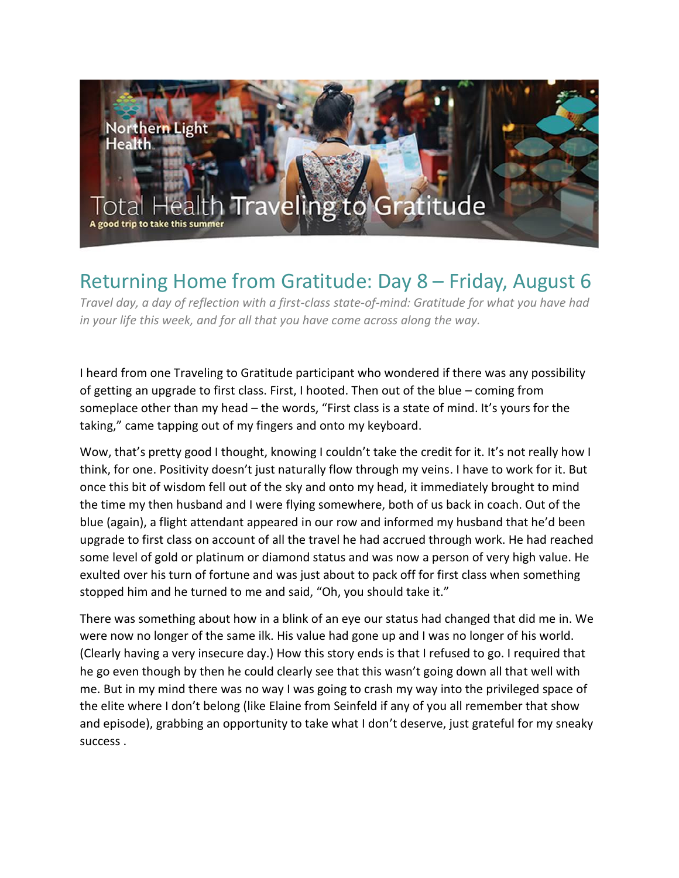# Returning Home from Gratitude: Day 8 – Friday, August 6

*Travel day, a day of reflection with a first-class state-of-mind: Gratitude for what you have had in your life this week, and for all that you have come across along the way.*

I heard from one Traveling to Gratitude participant who wondered if there was any possibility of getting an upgrade to first class. First, I hooted. Then out of the blue – coming from someplace other than my head – the words, "First class is a state of mind. It's yours for the taking," came tapping out of my fingers and onto my keyboard.

Wow, that's pretty good I thought, knowing I couldn't take the credit for it. It's not really how I think, for one. Positivity doesn't just naturally flow through my veins. I have to work for it. But once this bit of wisdom fell out of the sky and onto my head, it immediately brought to mind the time my then husband and I were flying somewhere, both of us back in coach. Out of the blue (again), a flight attendant appeared in our row and informed my husband that he'd been upgrade to first class on account of all the travel he had accrued through work. He had reached some level of gold or platinum or diamond status and was now a person of very high value. He exulted over his turn of fortune and was just about to pack off for first class when something stopped him and he turned to me and said, "Oh, you should take it."

There was something about how in a blink of an eye our status had changed that did me in. We were now no longer of the same ilk. His value had gone up and I was no longer of his world. (Clearly having a very insecure day.) How this story ends is that I refused to go. I required that he go even though by then he could clearly see that this wasn't going down all that well with me. But in my mind there was no way I was going to crash my way into the privileged space of the elite where I don't belong (like Elaine from Seinfeld if any of you all remember that show and episode), grabbing an opportunity to take what I don't deserve, just grateful for my sneaky success .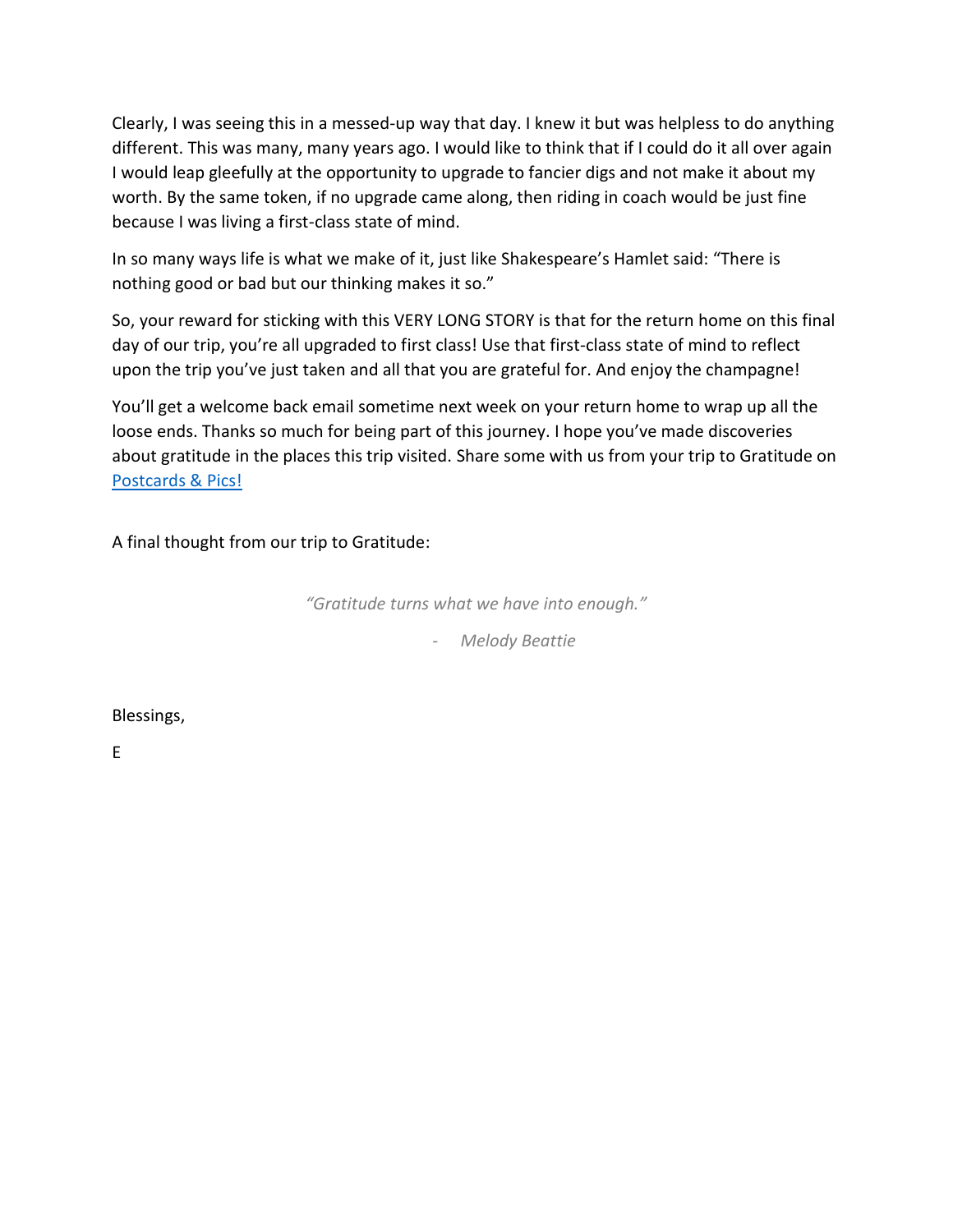Clearly, I was seeing this in a messed-up way that day. I knew it but was helpless to do anything different. This was many, many years ago. I would like to think that if I could do it all over again I would leap gleefully at the opportunity to upgrade to fancier digs and not make it about my worth. By the same token, if no upgrade came along, then riding in coach would be just fine because I was living a first-class state of mind.

In so many ways life is what we make of it, just like Shakespeare's Hamlet said: "There is nothing good or bad but our thinking makes it so."

So, your reward for sticking with this VERY LONG STORY is that for the return home on this final day of our trip, you're all upgraded to first class! Use that first-class state of mind to reflect upon the trip you've just taken and all that you are grateful for. And enjoy the champagne!

You'll get a welcome back email sometime next week on your return home to wrap up all the loose ends. Thanks so much for being part of this journey. I hope you've made discoveries about gratitude in the places this trip visited. Share some with us from your trip to Gratitude on [Postcards & Pics!]()

A final thought from our trip to Gratitude:

*"Gratitude turns what we have into enough."*

*- Melody Beattie*

Blessings,

E